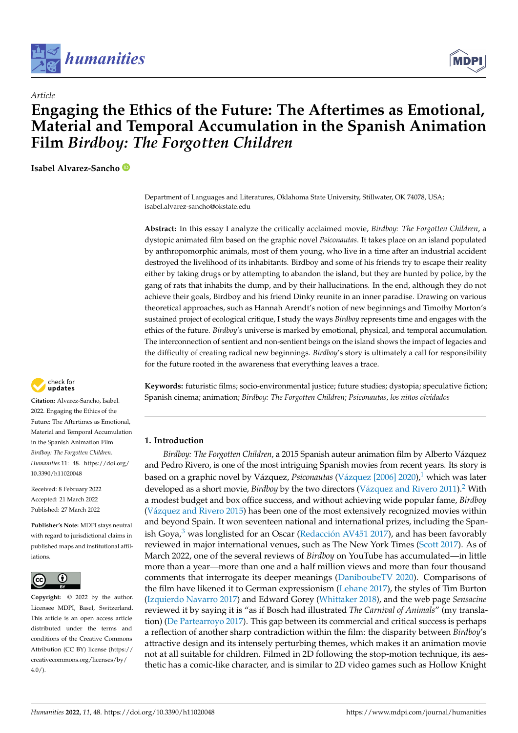*Article*

# Engaging the Ethics of the Future: The Aftertimes as Emotional, Material and Temporal Accumulation in the Spanish Animation Film *Birdboy: The Forgotten Children*

**Isabel Alvarez-Sancho**

Department of Languages and Literatures, Oklahoma State University, Stillwater, OK 74078, USA; isabel.alvarez-sancho@okstate.edu

**Abstract:** In this essay I analyze the critically acclaimed movie, *Birdboy: The Forgotten Children*, a dystopic animated film based on the graphic novel *Psiconautas*. It takes place on an island populated by anthropomorphic animals, most of them young, who live in a time after an industrial accident destroyed the livelihood of its inhabitants. Birdboy and some of his friends try to escape their reality either by taking drugs or by attempting to abandon the island, but they are hunted by police, by the gang of rats that inhabits the dump, and by their hallucinations. In the end, although they do not achieve their goals, Birdboy and his friend Dinky reunite in an inner paradise. Drawing on various theoretical approaches, such as Hannah Arendt's notion of new beginnings and Timothy Morton's sustained project of ecological critique, I study the ways *Birdboy* represents time and engages with the ethics of the future. *Birdboy*'s universe is marked by emotional, physical, and temporal accumulation. The interconnection of sentient and non-sentient beings on the island shows the impact of legacies and the difficulty of creating radical new beginnings. *Birdboy*'s story is ultimately a call for responsibility for the future rooted in the awareness that everything leaves a trace.

**Keywords:** futuristic films; socio-environmental justice; future studies; dystopia; speculative fiction; Spanish cinema; animation; *Birdboy: The Forgotten Children*; *Psiconautas*, *los niños olvidados*

**Citation:** Alvarez-Sancho, Isabel. 2022. Engaging the Ethics of the Future: The Aftertimes as Emotional, Material and Temporal Accumulation in the Spanish Animation Film *Birdboy: The Forgotten Children*. *Humanities* 11: 48. https://doi.org/10.3390/h11020048

Received: 8 February 2022
Accepted: 21 March 2022
Published: 27 March 2022

**Publisher's Note:** MDPI stays neutral with regard to jurisdictional claims in published maps and institutional affiliations.

**Copyright:** © 2022 by the author. Licensee MDPI, Basel, Switzerland. This article is an open access article distributed under the terms and conditions of the Creative Commons Attribution (CC BY) license (https://creativecommons.org/licenses/by/4.0/).

## 1. Introduction

*Birdboy: The Forgotten Children*, a 2015 Spanish auteur animation film by Alberto Vázquez and Pedro Rivero, is one of the most intriguing Spanish movies from recent years. Its story is based on a graphic novel by Vázquez, *Psiconautas* (Vázquez [2006] 2020),[1] which was later developed as a short movie, *Birdboy* by the two directors (Vázquez and Rivero 2011).[2] With a modest budget and box office success, and without achieving wide popular fame, *Birdboy* (Vázquez and Rivero 2015) has been one of the most extensively recognized movies within and beyond Spain. It won seventeen national and international prizes, including the Spanish Goya,[3] was longlisted for an Oscar (Redacción AV451 2017), and has been favorably reviewed in major international venues, such as The New York Times (Scott 2017). As of March 2022, one of the several reviews of *Birdboy* on YouTube has accumulated—in little more than a year—more than one and a half million views and more than four thousand comments that interrogate its deeper meanings (DaniboubeTV 2020). Comparisons of the film have likened it to German expressionism (Lehane 2017), the styles of Tim Burton (Izquierdo Navarro 2017) and Edward Gorey (Whittaker 2018), and the web page *Sensacine* reviewed it by saying it is "as if Bosch had illustrated *The Carnival of Animals*" (my translation) (De Partearroyo 2017). This gap between its commercial and critical success is perhaps a reflection of another sharp contradiction within the film: the disparity between *Birdboy*'s attractive design and its intensely perturbing themes, which makes it an animation movie not at all suitable for children. Filmed in 2D following the stop-motion technique, its aesthetic has a comic-like character, and is similar to 2D video games such as Hollow Knight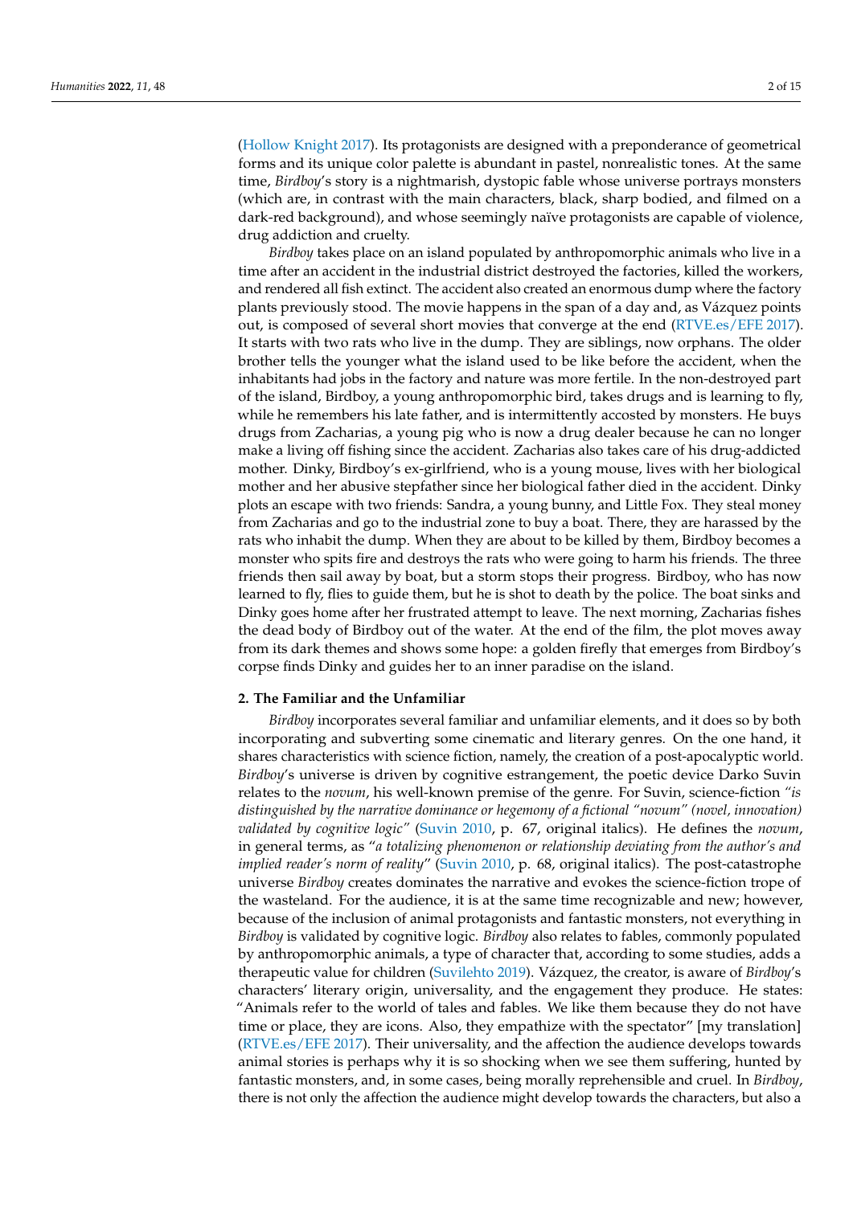(Hollow Knight 2017). Its protagonists are designed with a preponderance of geometrical forms and its unique color palette is abundant in pastel, nonrealistic tones. At the same time, *Birdboy*'s story is a nightmarish, dystopic fable whose universe portrays monsters (which are, in contrast with the main characters, black, sharp bodied, and filmed on a dark-red background), and whose seemingly naïve protagonists are capable of violence, drug addiction and cruelty.

*Birdboy* takes place on an island populated by anthropomorphic animals who live in a time after an accident in the industrial district destroyed the factories, killed the workers, and rendered all fish extinct. The accident also created an enormous dump where the factory plants previously stood. The movie happens in the span of a day and, as Vázquez points out, is composed of several short movies that converge at the end (RTVE.es/EFE 2017). It starts with two rats who live in the dump. They are siblings, now orphans. The older brother tells the younger what the island used to be like before the accident, when the inhabitants had jobs in the factory and nature was more fertile. In the non-destroyed part of the island, Birdboy, a young anthropomorphic bird, takes drugs and is learning to fly, while he remembers his late father, and is intermittently accosted by monsters. He buys drugs from Zacharias, a young pig who is now a drug dealer because he can no longer make a living off fishing since the accident. Zacharias also takes care of his drug-addicted mother. Dinky, Birdboy's ex-girlfriend, who is a young mouse, lives with her biological mother and her abusive stepfather since her biological father died in the accident. Dinky plots an escape with two friends: Sandra, a young bunny, and Little Fox. They steal money from Zacharias and go to the industrial zone to buy a boat. There, they are harassed by the rats who inhabit the dump. When they are about to be killed by them, Birdboy becomes a monster who spits fire and destroys the rats who were going to harm his friends. The three friends then sail away by boat, but a storm stops their progress. Birdboy, who has now learned to fly, flies to guide them, but he is shot to death by the police. The boat sinks and Dinky goes home after her frustrated attempt to leave. The next morning, Zacharias fishes the dead body of Birdboy out of the water. At the end of the film, the plot moves away from its dark themes and shows some hope: a golden firefly that emerges from Birdboy's corpse finds Dinky and guides her to an inner paradise on the island.

## 2. The Familiar and the Unfamiliar

*Birdboy* incorporates several familiar and unfamiliar elements, and it does so by both incorporating and subverting some cinematic and literary genres. On the one hand, it shares characteristics with science fiction, namely, the creation of a post-apocalyptic world. *Birdboy*'s universe is driven by cognitive estrangement, the poetic device Darko Suvin relates to the *novum*, his well-known premise of the genre. For Suvin, science-fiction *"is distinguished by the narrative dominance or hegemony of a fictional "novum" (novel, innovation) validated by cognitive logic"* (Suvin 2010, p. 67, original italics). He defines the *novum*, in general terms, as "*a totalizing phenomenon or relationship deviating from the author's and implied reader's norm of reality*" (Suvin 2010, p. 68, original italics). The post-catastrophe universe *Birdboy* creates dominates the narrative and evokes the science-fiction trope of the wasteland. For the audience, it is at the same time recognizable and new; however, because of the inclusion of animal protagonists and fantastic monsters, not everything in *Birdboy* is validated by cognitive logic. *Birdboy* also relates to fables, commonly populated by anthropomorphic animals, a type of character that, according to some studies, adds a therapeutic value for children (Suvilehto 2019). Vázquez, the creator, is aware of *Birdboy*'s characters' literary origin, universality, and the engagement they produce. He states: "Animals refer to the world of tales and fables. We like them because they do not have time or place, they are icons. Also, they empathize with the spectator" [my translation] (RTVE.es/EFE 2017). Their universality, and the affection the audience develops towards animal stories is perhaps why it is so shocking when we see them suffering, hunted by fantastic monsters, and, in some cases, being morally reprehensible and cruel. In *Birdboy*, there is not only the affection the audience might develop towards the characters, but also a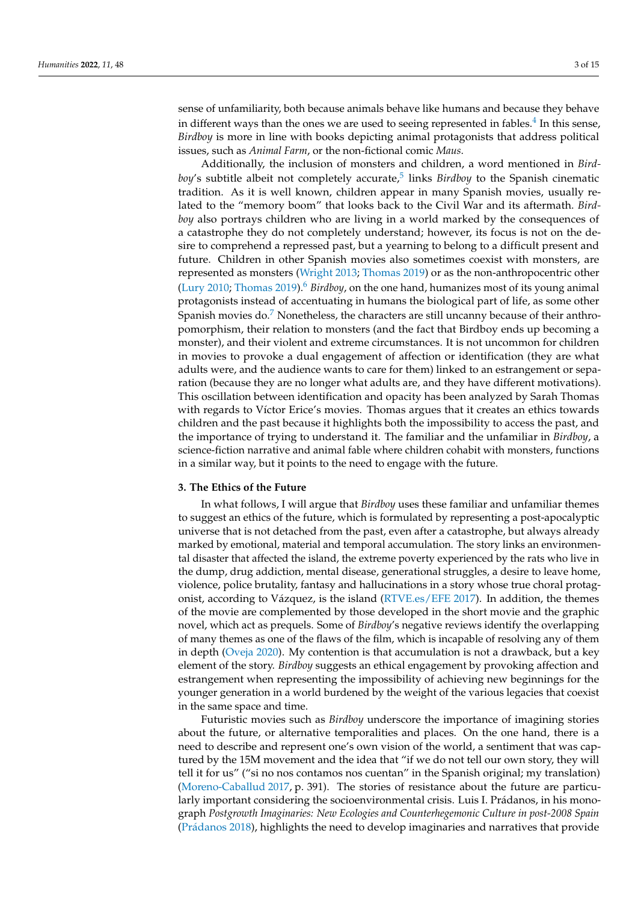sense of unfamiliarity, both because animals behave like humans and because they behave in different ways than the ones we are used to seeing represented in fables.[4] In this sense, *Birdboy* is more in line with books depicting animal protagonists that address political issues, such as *Animal Farm*, or the non-fictional comic *Maus*.

Additionally, the inclusion of monsters and children, a word mentioned in *Birdboy*'s subtitle albeit not completely accurate,[5] links *Birdboy* to the Spanish cinematic tradition. As it is well known, children appear in many Spanish movies, usually related to the "memory boom" that looks back to the Civil War and its aftermath. *Birdboy* also portrays children who are living in a world marked by the consequences of a catastrophe they do not completely understand; however, its focus is not on the desire to comprehend a repressed past, but a yearning to belong to a difficult present and future. Children in other Spanish movies also sometimes coexist with monsters, are represented as monsters (Wright 2013; Thomas 2019) or as the non-anthropocentric other (Lury 2010; Thomas 2019).[6] *Birdboy*, on the one hand, humanizes most of its young animal protagonists instead of accentuating in humans the biological part of life, as some other Spanish movies do.[7] Nonetheless, the characters are still uncanny because of their anthropomorphism, their relation to monsters (and the fact that Birdboy ends up becoming a monster), and their violent and extreme circumstances. It is not uncommon for children in movies to provoke a dual engagement of affection or identification (they are what adults were, and the audience wants to care for them) linked to an estrangement or separation (because they are no longer what adults are, and they have different motivations). This oscillation between identification and opacity has been analyzed by Sarah Thomas with regards to Víctor Erice's movies. Thomas argues that it creates an ethics towards children and the past because it highlights both the impossibility to access the past, and the importance of trying to understand it. The familiar and the unfamiliar in *Birdboy*, a science-fiction narrative and animal fable where children cohabit with monsters, functions in a similar way, but it points to the need to engage with the future.

## 3. The Ethics of the Future

In what follows, I will argue that *Birdboy* uses these familiar and unfamiliar themes to suggest an ethics of the future, which is formulated by representing a post-apocalyptic universe that is not detached from the past, even after a catastrophe, but always already marked by emotional, material and temporal accumulation. The story links an environmental disaster that affected the island, the extreme poverty experienced by the rats who live in the dump, drug addiction, mental disease, generational struggles, a desire to leave home, violence, police brutality, fantasy and hallucinations in a story whose true choral protagonist, according to Vázquez, is the island (RTVE.es/EFE 2017). In addition, the themes of the movie are complemented by those developed in the short movie and the graphic novel, which act as prequels. Some of *Birdboy*'s negative reviews identify the overlapping of many themes as one of the flaws of the film, which is incapable of resolving any of them in depth (Oveja 2020). My contention is that accumulation is not a drawback, but a key element of the story. *Birdboy* suggests an ethical engagement by provoking affection and estrangement when representing the impossibility of achieving new beginnings for the younger generation in a world burdened by the weight of the various legacies that coexist in the same space and time.

Futuristic movies such as *Birdboy* underscore the importance of imagining stories about the future, or alternative temporalities and places. On the one hand, there is a need to describe and represent one's own vision of the world, a sentiment that was captured by the 15M movement and the idea that "if we do not tell our own story, they will tell it for us" ("si no nos contamos nos cuentan" in the Spanish original; my translation) (Moreno-Caballud 2017, p. 391). The stories of resistance about the future are particularly important considering the socioenvironmental crisis. Luis I. Prádanos, in his monograph *Postgrowth Imaginaries: New Ecologies and Counterhegemonic Culture in post-2008 Spain* (Prádanos 2018), highlights the need to develop imaginaries and narratives that provide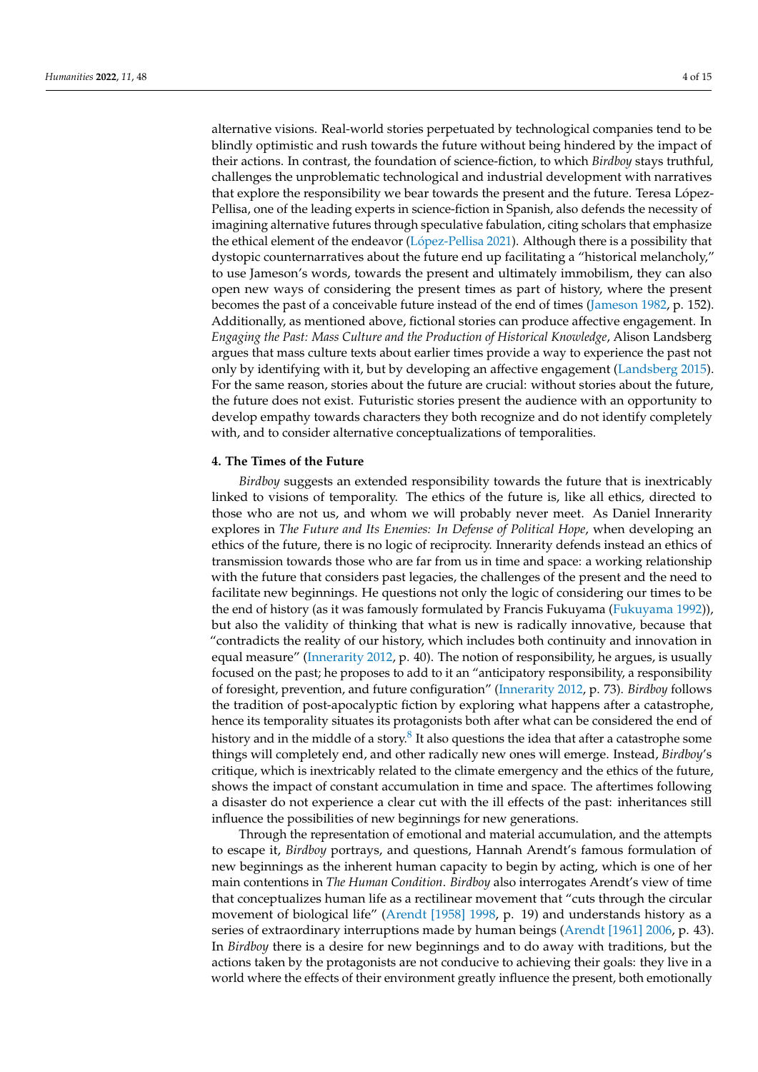alternative visions. Real-world stories perpetuated by technological companies tend to be blindly optimistic and rush towards the future without being hindered by the impact of their actions. In contrast, the foundation of science-fiction, to which *Birdboy* stays truthful, challenges the unproblematic technological and industrial development with narratives that explore the responsibility we bear towards the present and the future. Teresa López-Pellisa, one of the leading experts in science-fiction in Spanish, also defends the necessity of imagining alternative futures through speculative fabulation, citing scholars that emphasize the ethical element of the endeavor (López-Pellisa 2021). Although there is a possibility that dystopic counternarratives about the future end up facilitating a "historical melancholy," to use Jameson's words, towards the present and ultimately immobilism, they can also open new ways of considering the present times as part of history, where the present becomes the past of a conceivable future instead of the end of times (Jameson 1982, p. 152). Additionally, as mentioned above, fictional stories can produce affective engagement. In *Engaging the Past: Mass Culture and the Production of Historical Knowledge*, Alison Landsberg argues that mass culture texts about earlier times provide a way to experience the past not only by identifying with it, but by developing an affective engagement (Landsberg 2015). For the same reason, stories about the future are crucial: without stories about the future, the future does not exist. Futuristic stories present the audience with an opportunity to develop empathy towards characters they both recognize and do not identify completely with, and to consider alternative conceptualizations of temporalities.

## 4. The Times of the Future

*Birdboy* suggests an extended responsibility towards the future that is inextricably linked to visions of temporality. The ethics of the future is, like all ethics, directed to those who are not us, and whom we will probably never meet. As Daniel Innerarity explores in *The Future and Its Enemies: In Defense of Political Hope*, when developing an ethics of the future, there is no logic of reciprocity. Innerarity defends instead an ethics of transmission towards those who are far from us in time and space: a working relationship with the future that considers past legacies, the challenges of the present and the need to facilitate new beginnings. He questions not only the logic of considering our times to be the end of history (as it was famously formulated by Francis Fukuyama (Fukuyama 1992)), but also the validity of thinking that what is new is radically innovative, because that "contradicts the reality of our history, which includes both continuity and innovation in equal measure" (Innerarity 2012, p. 40). The notion of responsibility, he argues, is usually focused on the past; he proposes to add to it an "anticipatory responsibility, a responsibility of foresight, prevention, and future configuration" (Innerarity 2012, p. 73). *Birdboy* follows the tradition of post-apocalyptic fiction by exploring what happens after a catastrophe, hence its temporality situates its protagonists both after what can be considered the end of history and in the middle of a story.[8] It also questions the idea that after a catastrophe some things will completely end, and other radically new ones will emerge. Instead, *Birdboy*'s critique, which is inextricably related to the climate emergency and the ethics of the future, shows the impact of constant accumulation in time and space. The aftertimes following a disaster do not experience a clear cut with the ill effects of the past: inheritances still influence the possibilities of new beginnings for new generations.

Through the representation of emotional and material accumulation, and the attempts to escape it, *Birdboy* portrays, and questions, Hannah Arendt's famous formulation of new beginnings as the inherent human capacity to begin by acting, which is one of her main contentions in *The Human Condition*. *Birdboy* also interrogates Arendt's view of time that conceptualizes human life as a rectilinear movement that "cuts through the circular movement of biological life" (Arendt [1958] 1998, p. 19) and understands history as a series of extraordinary interruptions made by human beings (Arendt [1961] 2006, p. 43). In *Birdboy* there is a desire for new beginnings and to do away with traditions, but the actions taken by the protagonists are not conducive to achieving their goals: they live in a world where the effects of their environment greatly influence the present, both emotionally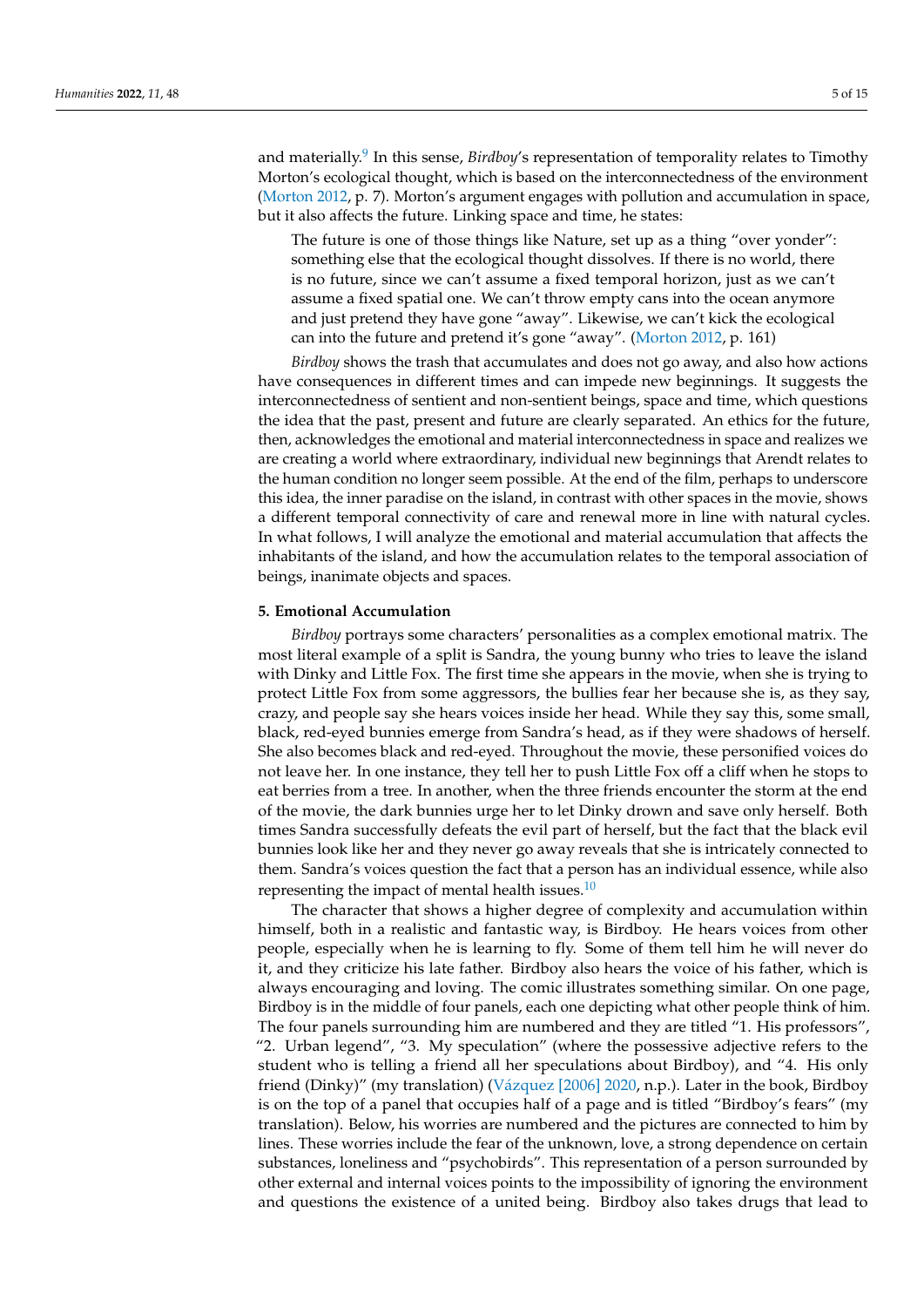and materially.[9] In this sense, *Birdboy*'s representation of temporality relates to Timothy Morton's ecological thought, which is based on the interconnectedness of the environment (Morton 2012, p. 7). Morton's argument engages with pollution and accumulation in space, but it also affects the future. Linking space and time, he states:

> The future is one of those things like Nature, set up as a thing "over yonder": something else that the ecological thought dissolves. If there is no world, there is no future, since we can't assume a fixed temporal horizon, just as we can't assume a fixed spatial one. We can't throw empty cans into the ocean anymore and just pretend they have gone "away". Likewise, we can't kick the ecological can into the future and pretend it's gone "away". (Morton 2012, p. 161)

*Birdboy* shows the trash that accumulates and does not go away, and also how actions have consequences in different times and can impede new beginnings. It suggests the interconnectedness of sentient and non-sentient beings, space and time, which questions the idea that the past, present and future are clearly separated. An ethics for the future, then, acknowledges the emotional and material interconnectedness in space and realizes we are creating a world where extraordinary, individual new beginnings that Arendt relates to the human condition no longer seem possible. At the end of the film, perhaps to underscore this idea, the inner paradise on the island, in contrast with other spaces in the movie, shows a different temporal connectivity of care and renewal more in line with natural cycles. In what follows, I will analyze the emotional and material accumulation that affects the inhabitants of the island, and how the accumulation relates to the temporal association of beings, inanimate objects and spaces.

## 5. Emotional Accumulation

*Birdboy* portrays some characters' personalities as a complex emotional matrix. The most literal example of a split is Sandra, the young bunny who tries to leave the island with Dinky and Little Fox. The first time she appears in the movie, when she is trying to protect Little Fox from some aggressors, the bullies fear her because she is, as they say, crazy, and people say she hears voices inside her head. While they say this, some small, black, red-eyed bunnies emerge from Sandra's head, as if they were shadows of herself. She also becomes black and red-eyed. Throughout the movie, these personified voices do not leave her. In one instance, they tell her to push Little Fox off a cliff when he stops to eat berries from a tree. In another, when the three friends encounter the storm at the end of the movie, the dark bunnies urge her to let Dinky drown and save only herself. Both times Sandra successfully defeats the evil part of herself, but the fact that the black evil bunnies look like her and they never go away reveals that she is intricately connected to them. Sandra's voices question the fact that a person has an individual essence, while also representing the impact of mental health issues.[10]

The character that shows a higher degree of complexity and accumulation within himself, both in a realistic and fantastic way, is Birdboy. He hears voices from other people, especially when he is learning to fly. Some of them tell him he will never do it, and they criticize his late father. Birdboy also hears the voice of his father, which is always encouraging and loving. The comic illustrates something similar. On one page, Birdboy is in the middle of four panels, each one depicting what other people think of him. The four panels surrounding him are numbered and they are titled "1. His professors", "2. Urban legend", "3. My speculation" (where the possessive adjective refers to the student who is telling a friend all her speculations about Birdboy), and "4. His only friend (Dinky)" (my translation) (Vázquez [2006] 2020, n.p.). Later in the book, Birdboy is on the top of a panel that occupies half of a page and is titled "Birdboy's fears" (my translation). Below, his worries are numbered and the pictures are connected to him by lines. These worries include the fear of the unknown, love, a strong dependence on certain substances, loneliness and "psychobirds". This representation of a person surrounded by other external and internal voices points to the impossibility of ignoring the environment and questions the existence of a united being. Birdboy also takes drugs that lead to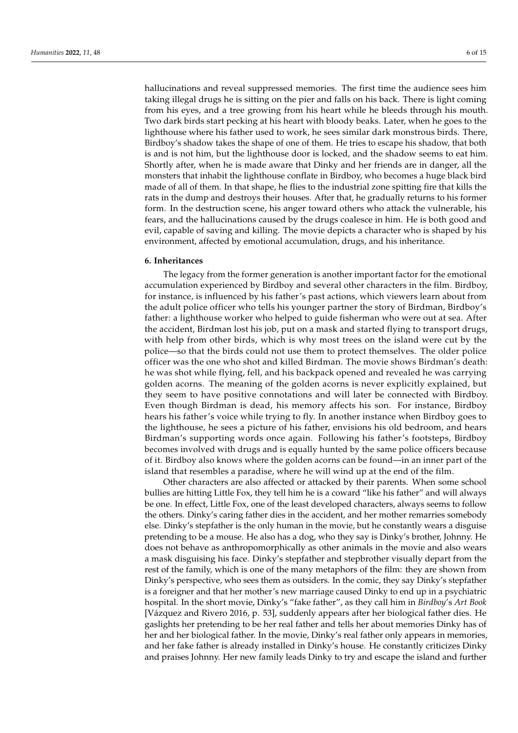hallucinations and reveal suppressed memories. The first time the audience sees him taking illegal drugs he is sitting on the pier and falls on his back. There is light coming from his eyes, and a tree growing from his heart while he bleeds through his mouth. Two dark birds start pecking at his heart with bloody beaks. Later, when he goes to the lighthouse where his father used to work, he sees similar dark monstrous birds. There, Birdboy's shadow takes the shape of one of them. He tries to escape his shadow, that both is and is not him, but the lighthouse door is locked, and the shadow seems to eat him. Shortly after, when he is made aware that Dinky and her friends are in danger, all the monsters that inhabit the lighthouse conflate in Birdboy, who becomes a huge black bird made of all of them. In that shape, he flies to the industrial zone spitting fire that kills the rats in the dump and destroys their houses. After that, he gradually returns to his former form. In the destruction scene, his anger toward others who attack the vulnerable, his fears, and the hallucinations caused by the drugs coalesce in him. He is both good and evil, capable of saving and killing. The movie depicts a character who is shaped by his environment, affected by emotional accumulation, drugs, and his inheritance.

## 6. Inheritances

The legacy from the former generation is another important factor for the emotional accumulation experienced by Birdboy and several other characters in the film. Birdboy, for instance, is influenced by his father's past actions, which viewers learn about from the adult police officer who tells his younger partner the story of Birdman, Birdboy's father: a lighthouse worker who helped to guide fisherman who were out at sea. After the accident, Birdman lost his job, put on a mask and started flying to transport drugs, with help from other birds, which is why most trees on the island were cut by the police—so that the birds could not use them to protect themselves. The older police officer was the one who shot and killed Birdman. The movie shows Birdman's death: he was shot while flying, fell, and his backpack opened and revealed he was carrying golden acorns. The meaning of the golden acorns is never explicitly explained, but they seem to have positive connotations and will later be connected with Birdboy. Even though Birdman is dead, his memory affects his son. For instance, Birdboy hears his father's voice while trying to fly. In another instance when Birdboy goes to the lighthouse, he sees a picture of his father, envisions his old bedroom, and hears Birdman's supporting words once again. Following his father's footsteps, Birdboy becomes involved with drugs and is equally hunted by the same police officers because of it. Birdboy also knows where the golden acorns can be found—in an inner part of the island that resembles a paradise, where he will wind up at the end of the film.

Other characters are also affected or attacked by their parents. When some school bullies are hitting Little Fox, they tell him he is a coward "like his father" and will always be one. In effect, Little Fox, one of the least developed characters, always seems to follow the others. Dinky's caring father dies in the accident, and her mother remarries somebody else. Dinky's stepfather is the only human in the movie, but he constantly wears a disguise pretending to be a mouse. He also has a dog, who they say is Dinky's brother, Johnny. He does not behave as anthropomorphically as other animals in the movie and also wears a mask disguising his face. Dinky's stepfather and stepbrother visually depart from the rest of the family, which is one of the many metaphors of the film: they are shown from Dinky's perspective, who sees them as outsiders. In the comic, they say Dinky's stepfather is a foreigner and that her mother's new marriage caused Dinky to end up in a psychiatric hospital. In the short movie, Dinky's "fake father", as they call him in *Birdboy*'s *Art Book* [Vázquez and Rivero 2016, p. 53], suddenly appears after her biological father dies. He gaslights her pretending to be her real father and tells her about memories Dinky has of her and her biological father. In the movie, Dinky's real father only appears in memories, and her fake father is already installed in Dinky's house. He constantly criticizes Dinky and praises Johnny. Her new family leads Dinky to try and escape the island and further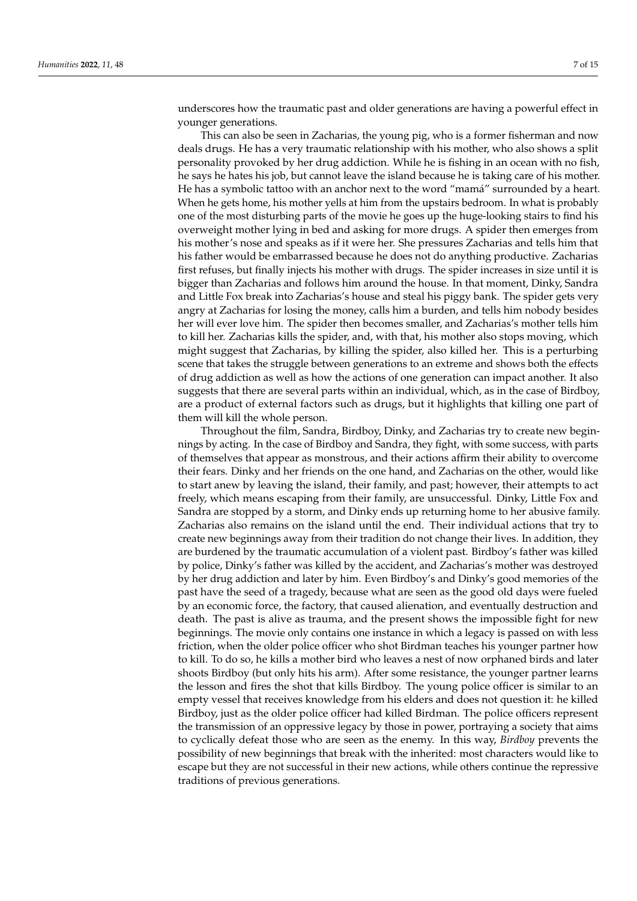underscores how the traumatic past and older generations are having a powerful effect in younger generations.

This can also be seen in Zacharias, the young pig, who is a former fisherman and now deals drugs. He has a very traumatic relationship with his mother, who also shows a split personality provoked by her drug addiction. While he is fishing in an ocean with no fish, he says he hates his job, but cannot leave the island because he is taking care of his mother. He has a symbolic tattoo with an anchor next to the word "mamá" surrounded by a heart. When he gets home, his mother yells at him from the upstairs bedroom. In what is probably one of the most disturbing parts of the movie he goes up the huge-looking stairs to find his overweight mother lying in bed and asking for more drugs. A spider then emerges from his mother's nose and speaks as if it were her. She pressures Zacharias and tells him that his father would be embarrassed because he does not do anything productive. Zacharias first refuses, but finally injects his mother with drugs. The spider increases in size until it is bigger than Zacharias and follows him around the house. In that moment, Dinky, Sandra and Little Fox break into Zacharias's house and steal his piggy bank. The spider gets very angry at Zacharias for losing the money, calls him a burden, and tells him nobody besides her will ever love him. The spider then becomes smaller, and Zacharias's mother tells him to kill her. Zacharias kills the spider, and, with that, his mother also stops moving, which might suggest that Zacharias, by killing the spider, also killed her. This is a perturbing scene that takes the struggle between generations to an extreme and shows both the effects of drug addiction as well as how the actions of one generation can impact another. It also suggests that there are several parts within an individual, which, as in the case of Birdboy, are a product of external factors such as drugs, but it highlights that killing one part of them will kill the whole person.

Throughout the film, Sandra, Birdboy, Dinky, and Zacharias try to create new beginnings by acting. In the case of Birdboy and Sandra, they fight, with some success, with parts of themselves that appear as monstrous, and their actions affirm their ability to overcome their fears. Dinky and her friends on the one hand, and Zacharias on the other, would like to start anew by leaving the island, their family, and past; however, their attempts to act freely, which means escaping from their family, are unsuccessful. Dinky, Little Fox and Sandra are stopped by a storm, and Dinky ends up returning home to her abusive family. Zacharias also remains on the island until the end. Their individual actions that try to create new beginnings away from their tradition do not change their lives. In addition, they are burdened by the traumatic accumulation of a violent past. Birdboy's father was killed by police, Dinky's father was killed by the accident, and Zacharias's mother was destroyed by her drug addiction and later by him. Even Birdboy's and Dinky's good memories of the past have the seed of a tragedy, because what are seen as the good old days were fueled by an economic force, the factory, that caused alienation, and eventually destruction and death. The past is alive as trauma, and the present shows the impossible fight for new beginnings. The movie only contains one instance in which a legacy is passed on with less friction, when the older police officer who shot Birdman teaches his younger partner how to kill. To do so, he kills a mother bird who leaves a nest of now orphaned birds and later shoots Birdboy (but only hits his arm). After some resistance, the younger partner learns the lesson and fires the shot that kills Birdboy. The young police officer is similar to an empty vessel that receives knowledge from his elders and does not question it: he killed Birdboy, just as the older police officer had killed Birdman. The police officers represent the transmission of an oppressive legacy by those in power, portraying a society that aims to cyclically defeat those who are seen as the enemy. In this way, *Birdboy* prevents the possibility of new beginnings that break with the inherited: most characters would like to escape but they are not successful in their new actions, while others continue the repressive traditions of previous generations.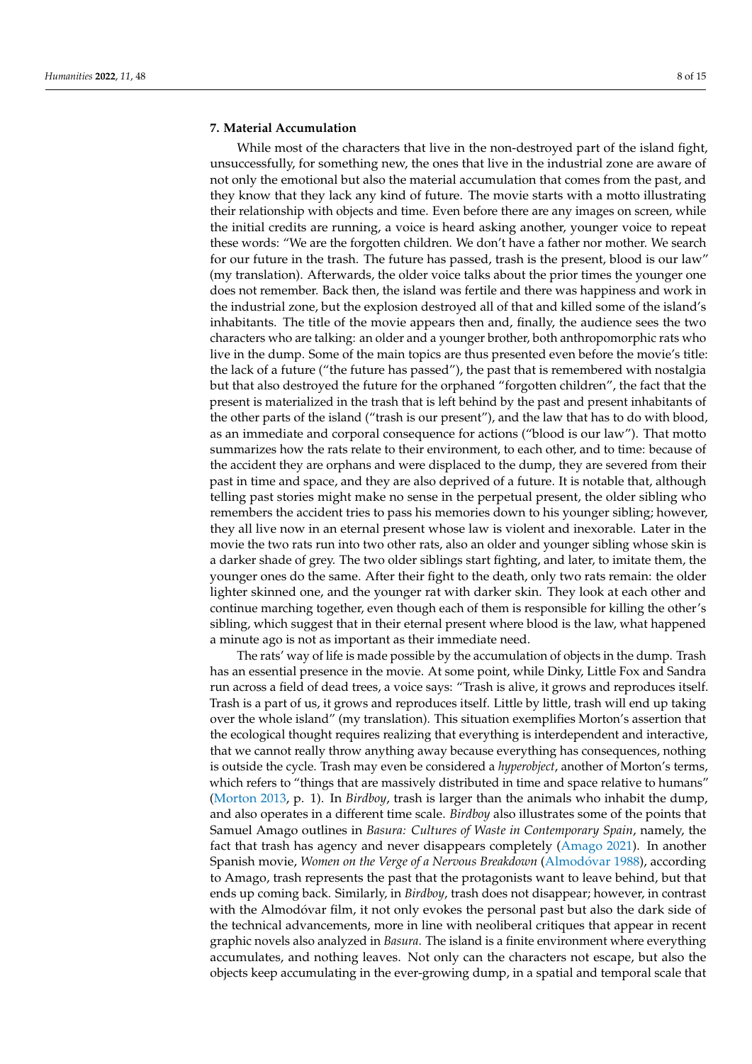## 7. Material Accumulation

While most of the characters that live in the non-destroyed part of the island fight, unsuccessfully, for something new, the ones that live in the industrial zone are aware of not only the emotional but also the material accumulation that comes from the past, and they know that they lack any kind of future. The movie starts with a motto illustrating their relationship with objects and time. Even before there are any images on screen, while the initial credits are running, a voice is heard asking another, younger voice to repeat these words: "We are the forgotten children. We don't have a father nor mother. We search for our future in the trash. The future has passed, trash is the present, blood is our law" (my translation). Afterwards, the older voice talks about the prior times the younger one does not remember. Back then, the island was fertile and there was happiness and work in the industrial zone, but the explosion destroyed all of that and killed some of the island's inhabitants. The title of the movie appears then and, finally, the audience sees the two characters who are talking: an older and a younger brother, both anthropomorphic rats who live in the dump. Some of the main topics are thus presented even before the movie's title: the lack of a future ("the future has passed"), the past that is remembered with nostalgia but that also destroyed the future for the orphaned "forgotten children", the fact that the present is materialized in the trash that is left behind by the past and present inhabitants of the other parts of the island ("trash is our present"), and the law that has to do with blood, as an immediate and corporal consequence for actions ("blood is our law"). That motto summarizes how the rats relate to their environment, to each other, and to time: because of the accident they are orphans and were displaced to the dump, they are severed from their past in time and space, and they are also deprived of a future. It is notable that, although telling past stories might make no sense in the perpetual present, the older sibling who remembers the accident tries to pass his memories down to his younger sibling; however, they all live now in an eternal present whose law is violent and inexorable. Later in the movie the two rats run into two other rats, also an older and younger sibling whose skin is a darker shade of grey. The two older siblings start fighting, and later, to imitate them, the younger ones do the same. After their fight to the death, only two rats remain: the older lighter skinned one, and the younger rat with darker skin. They look at each other and continue marching together, even though each of them is responsible for killing the other's sibling, which suggest that in their eternal present where blood is the law, what happened a minute ago is not as important as their immediate need.

The rats' way of life is made possible by the accumulation of objects in the dump. Trash has an essential presence in the movie. At some point, while Dinky, Little Fox and Sandra run across a field of dead trees, a voice says: "Trash is alive, it grows and reproduces itself. Trash is a part of us, it grows and reproduces itself. Little by little, trash will end up taking over the whole island" (my translation). This situation exemplifies Morton's assertion that the ecological thought requires realizing that everything is interdependent and interactive, that we cannot really throw anything away because everything has consequences, nothing is outside the cycle. Trash may even be considered a *hyperobject*, another of Morton's terms, which refers to "things that are massively distributed in time and space relative to humans" (Morton 2013, p. 1). In *Birdboy*, trash is larger than the animals who inhabit the dump, and also operates in a different time scale. *Birdboy* also illustrates some of the points that Samuel Amago outlines in *Basura: Cultures of Waste in Contemporary Spain*, namely, the fact that trash has agency and never disappears completely (Amago 2021). In another Spanish movie, *Women on the Verge of a Nervous Breakdown* (Almodóvar 1988), according to Amago, trash represents the past that the protagonists want to leave behind, but that ends up coming back. Similarly, in *Birdboy*, trash does not disappear; however, in contrast with the Almodóvar film, it not only evokes the personal past but also the dark side of the technical advancements, more in line with neoliberal critiques that appear in recent graphic novels also analyzed in *Basura*. The island is a finite environment where everything accumulates, and nothing leaves. Not only can the characters not escape, but also the objects keep accumulating in the ever-growing dump, in a spatial and temporal scale that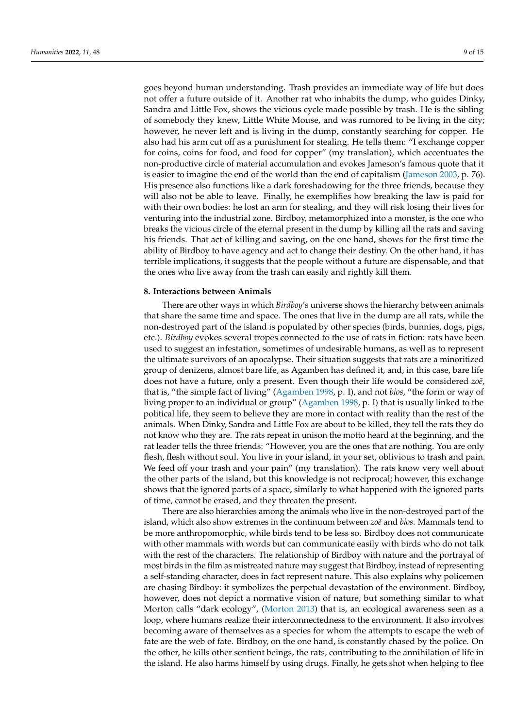goes beyond human understanding. Trash provides an immediate way of life but does not offer a future outside of it. Another rat who inhabits the dump, who guides Dinky, Sandra and Little Fox, shows the vicious cycle made possible by trash. He is the sibling of somebody they knew, Little White Mouse, and was rumored to be living in the city; however, he never left and is living in the dump, constantly searching for copper. He also had his arm cut off as a punishment for stealing. He tells them: "I exchange copper for coins, coins for food, and food for copper" (my translation), which accentuates the non-productive circle of material accumulation and evokes Jameson's famous quote that it is easier to imagine the end of the world than the end of capitalism (Jameson 2003, p. 76). His presence also functions like a dark foreshadowing for the three friends, because they will also not be able to leave. Finally, he exemplifies how breaking the law is paid for with their own bodies: he lost an arm for stealing, and they will risk losing their lives for venturing into the industrial zone. Birdboy, metamorphized into a monster, is the one who breaks the vicious circle of the eternal present in the dump by killing all the rats and saving his friends. That act of killing and saving, on the one hand, shows for the first time the ability of Birdboy to have agency and act to change their destiny. On the other hand, it has terrible implications, it suggests that the people without a future are dispensable, and that the ones who live away from the trash can easily and rightly kill them.

## 8. Interactions between Animals

There are other ways in which *Birdboy*'s universe shows the hierarchy between animals that share the same time and space. The ones that live in the dump are all rats, while the non-destroyed part of the island is populated by other species (birds, bunnies, dogs, pigs, etc.). *Birdboy* evokes several tropes connected to the use of rats in fiction: rats have been used to suggest an infestation, sometimes of undesirable humans, as well as to represent the ultimate survivors of an apocalypse. Their situation suggests that rats are a minoritized group of denizens, almost bare life, as Agamben has defined it, and, in this case, bare life does not have a future, only a present. Even though their life would be considered *zoē*, that is, "the simple fact of living" (Agamben 1998, p. I), and not *bios*, "the form or way of living proper to an individual or group" (Agamben 1998, p. I) that is usually linked to the political life, they seem to believe they are more in contact with reality than the rest of the animals. When Dinky, Sandra and Little Fox are about to be killed, they tell the rats they do not know who they are. The rats repeat in unison the motto heard at the beginning, and the rat leader tells the three friends: "However, you are the ones that are nothing. You are only flesh, flesh without soul. You live in your island, in your set, oblivious to trash and pain. We feed off your trash and your pain" (my translation). The rats know very well about the other parts of the island, but this knowledge is not reciprocal; however, this exchange shows that the ignored parts of a space, similarly to what happened with the ignored parts of time, cannot be erased, and they threaten the present.

There are also hierarchies among the animals who live in the non-destroyed part of the island, which also show extremes in the continuum between *zoē* and *bios*. Mammals tend to be more anthropomorphic, while birds tend to be less so. Birdboy does not communicate with other mammals with words but can communicate easily with birds who do not talk with the rest of the characters. The relationship of Birdboy with nature and the portrayal of most birds in the film as mistreated nature may suggest that Birdboy, instead of representing a self-standing character, does in fact represent nature. This also explains why policemen are chasing Birdboy: it symbolizes the perpetual devastation of the environment. Birdboy, however, does not depict a normative vision of nature, but something similar to what Morton calls "dark ecology", (Morton 2013) that is, an ecological awareness seen as a loop, where humans realize their interconnectedness to the environment. It also involves becoming aware of themselves as a species for whom the attempts to escape the web of fate are the web of fate. Birdboy, on the one hand, is constantly chased by the police. On the other, he kills other sentient beings, the rats, contributing to the annihilation of life in the island. He also harms himself by using drugs. Finally, he gets shot when helping to flee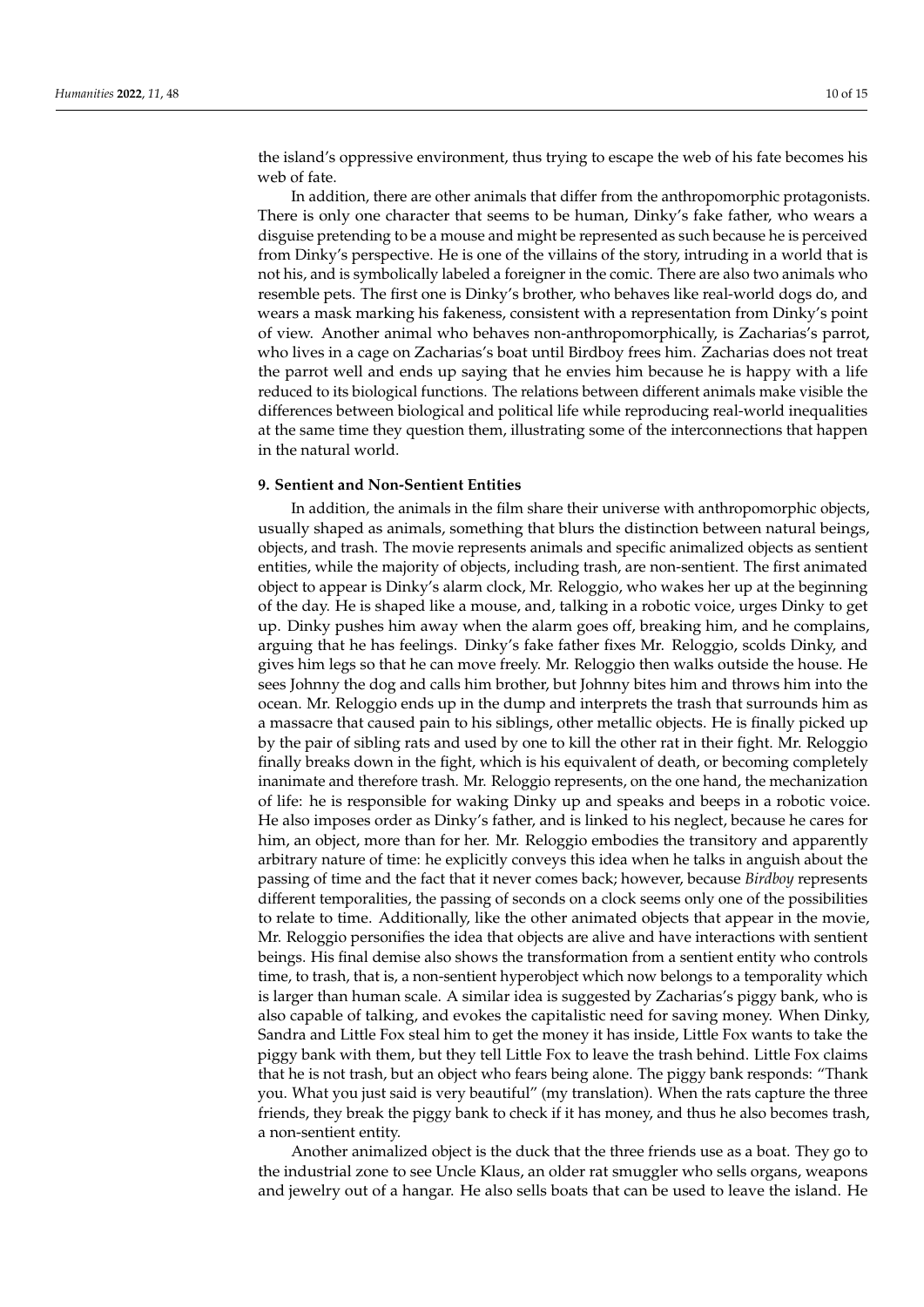the island's oppressive environment, thus trying to escape the web of his fate becomes his web of fate.

In addition, there are other animals that differ from the anthropomorphic protagonists. There is only one character that seems to be human, Dinky's fake father, who wears a disguise pretending to be a mouse and might be represented as such because he is perceived from Dinky's perspective. He is one of the villains of the story, intruding in a world that is not his, and is symbolically labeled a foreigner in the comic. There are also two animals who resemble pets. The first one is Dinky's brother, who behaves like real-world dogs do, and wears a mask marking his fakeness, consistent with a representation from Dinky's point of view. Another animal who behaves non-anthropomorphically, is Zacharias's parrot, who lives in a cage on Zacharias's boat until Birdboy frees him. Zacharias does not treat the parrot well and ends up saying that he envies him because he is happy with a life reduced to its biological functions. The relations between different animals make visible the differences between biological and political life while reproducing real-world inequalities at the same time they question them, illustrating some of the interconnections that happen in the natural world.

## 9. Sentient and Non-Sentient Entities

In addition, the animals in the film share their universe with anthropomorphic objects, usually shaped as animals, something that blurs the distinction between natural beings, objects, and trash. The movie represents animals and specific animalized objects as sentient entities, while the majority of objects, including trash, are non-sentient. The first animated object to appear is Dinky's alarm clock, Mr. Reloggio, who wakes her up at the beginning of the day. He is shaped like a mouse, and, talking in a robotic voice, urges Dinky to get up. Dinky pushes him away when the alarm goes off, breaking him, and he complains, arguing that he has feelings. Dinky's fake father fixes Mr. Reloggio, scolds Dinky, and gives him legs so that he can move freely. Mr. Reloggio then walks outside the house. He sees Johnny the dog and calls him brother, but Johnny bites him and throws him into the ocean. Mr. Reloggio ends up in the dump and interprets the trash that surrounds him as a massacre that caused pain to his siblings, other metallic objects. He is finally picked up by the pair of sibling rats and used by one to kill the other rat in their fight. Mr. Reloggio finally breaks down in the fight, which is his equivalent of death, or becoming completely inanimate and therefore trash. Mr. Reloggio represents, on the one hand, the mechanization of life: he is responsible for waking Dinky up and speaks and beeps in a robotic voice. He also imposes order as Dinky's father, and is linked to his neglect, because he cares for him, an object, more than for her. Mr. Reloggio embodies the transitory and apparently arbitrary nature of time: he explicitly conveys this idea when he talks in anguish about the passing of time and the fact that it never comes back; however, because *Birdboy* represents different temporalities, the passing of seconds on a clock seems only one of the possibilities to relate to time. Additionally, like the other animated objects that appear in the movie, Mr. Reloggio personifies the idea that objects are alive and have interactions with sentient beings. His final demise also shows the transformation from a sentient entity who controls time, to trash, that is, a non-sentient hyperobject which now belongs to a temporality which is larger than human scale. A similar idea is suggested by Zacharias's piggy bank, who is also capable of talking, and evokes the capitalistic need for saving money. When Dinky, Sandra and Little Fox steal him to get the money it has inside, Little Fox wants to take the piggy bank with them, but they tell Little Fox to leave the trash behind. Little Fox claims that he is not trash, but an object who fears being alone. The piggy bank responds: "Thank you. What you just said is very beautiful" (my translation). When the rats capture the three friends, they break the piggy bank to check if it has money, and thus he also becomes trash, a non-sentient entity.

Another animalized object is the duck that the three friends use as a boat. They go to the industrial zone to see Uncle Klaus, an older rat smuggler who sells organs, weapons and jewelry out of a hangar. He also sells boats that can be used to leave the island. He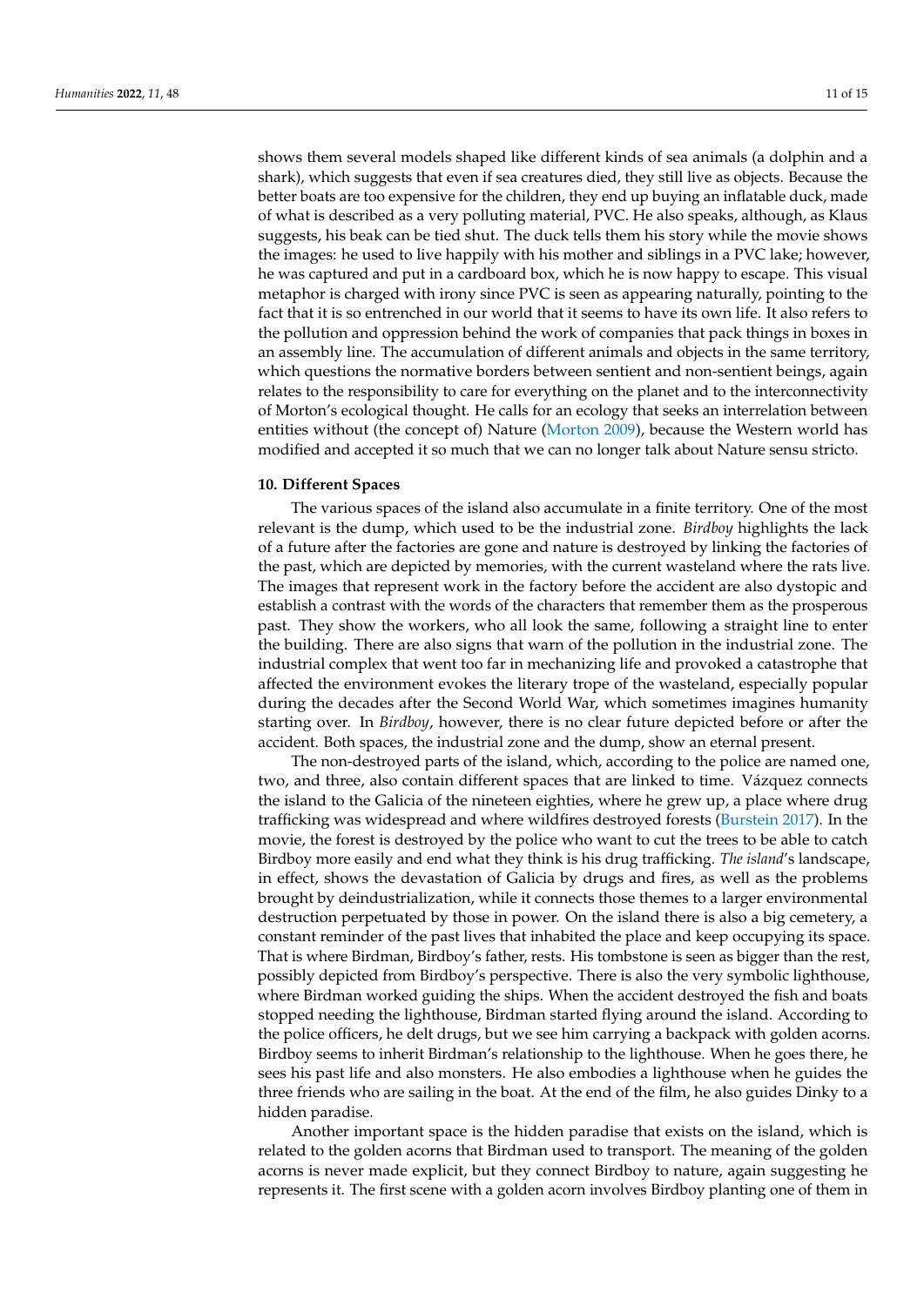shows them several models shaped like different kinds of sea animals (a dolphin and a shark), which suggests that even if sea creatures died, they still live as objects. Because the better boats are too expensive for the children, they end up buying an inflatable duck, made of what is described as a very polluting material, PVC. He also speaks, although, as Klaus suggests, his beak can be tied shut. The duck tells them his story while the movie shows the images: he used to live happily with his mother and siblings in a PVC lake; however, he was captured and put in a cardboard box, which he is now happy to escape. This visual metaphor is charged with irony since PVC is seen as appearing naturally, pointing to the fact that it is so entrenched in our world that it seems to have its own life. It also refers to the pollution and oppression behind the work of companies that pack things in boxes in an assembly line. The accumulation of different animals and objects in the same territory, which questions the normative borders between sentient and non-sentient beings, again relates to the responsibility to care for everything on the planet and to the interconnectivity of Morton's ecological thought. He calls for an ecology that seeks an interrelation between entities without (the concept of) Nature (Morton 2009), because the Western world has modified and accepted it so much that we can no longer talk about Nature sensu stricto.

## 10. Different Spaces

The various spaces of the island also accumulate in a finite territory. One of the most relevant is the dump, which used to be the industrial zone. *Birdboy* highlights the lack of a future after the factories are gone and nature is destroyed by linking the factories of the past, which are depicted by memories, with the current wasteland where the rats live. The images that represent work in the factory before the accident are also dystopic and establish a contrast with the words of the characters that remember them as the prosperous past. They show the workers, who all look the same, following a straight line to enter the building. There are also signs that warn of the pollution in the industrial zone. The industrial complex that went too far in mechanizing life and provoked a catastrophe that affected the environment evokes the literary trope of the wasteland, especially popular during the decades after the Second World War, which sometimes imagines humanity starting over. In *Birdboy*, however, there is no clear future depicted before or after the accident. Both spaces, the industrial zone and the dump, show an eternal present.

The non-destroyed parts of the island, which, according to the police are named one, two, and three, also contain different spaces that are linked to time. Vázquez connects the island to the Galicia of the nineteen eighties, where he grew up, a place where drug trafficking was widespread and where wildfires destroyed forests (Burstein 2017). In the movie, the forest is destroyed by the police who want to cut the trees to be able to catch Birdboy more easily and end what they think is his drug trafficking. *The island*'s landscape, in effect, shows the devastation of Galicia by drugs and fires, as well as the problems brought by deindustrialization, while it connects those themes to a larger environmental destruction perpetuated by those in power. On the island there is also a big cemetery, a constant reminder of the past lives that inhabited the place and keep occupying its space. That is where Birdman, Birdboy's father, rests. His tombstone is seen as bigger than the rest, possibly depicted from Birdboy's perspective. There is also the very symbolic lighthouse, where Birdman worked guiding the ships. When the accident destroyed the fish and boats stopped needing the lighthouse, Birdman started flying around the island. According to the police officers, he delt drugs, but we see him carrying a backpack with golden acorns. Birdboy seems to inherit Birdman's relationship to the lighthouse. When he goes there, he sees his past life and also monsters. He also embodies a lighthouse when he guides the three friends who are sailing in the boat. At the end of the film, he also guides Dinky to a hidden paradise.

Another important space is the hidden paradise that exists on the island, which is related to the golden acorns that Birdman used to transport. The meaning of the golden acorns is never made explicit, but they connect Birdboy to nature, again suggesting he represents it. The first scene with a golden acorn involves Birdboy planting one of them in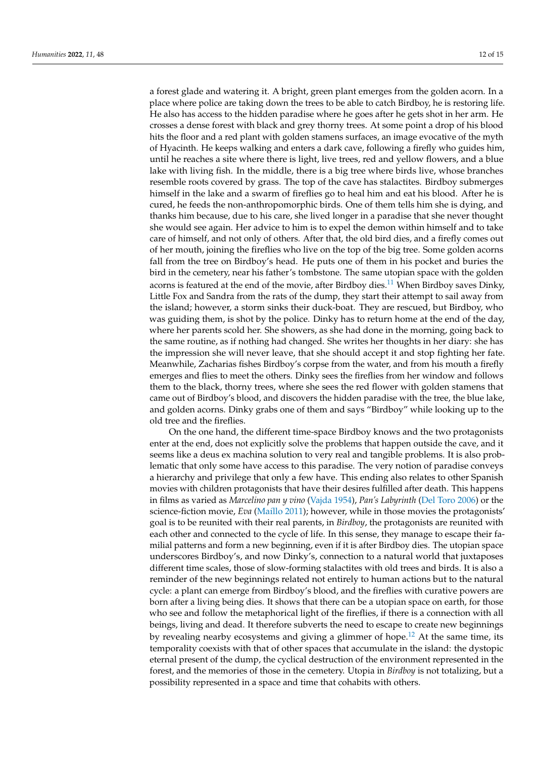a forest glade and watering it. A bright, green plant emerges from the golden acorn. In a place where police are taking down the trees to be able to catch Birdboy, he is restoring life. He also has access to the hidden paradise where he goes after he gets shot in her arm. He crosses a dense forest with black and grey thorny trees. At some point a drop of his blood hits the floor and a red plant with golden stamens surfaces, an image evocative of the myth of Hyacinth. He keeps walking and enters a dark cave, following a firefly who guides him, until he reaches a site where there is light, live trees, red and yellow flowers, and a blue lake with living fish. In the middle, there is a big tree where birds live, whose branches resemble roots covered by grass. The top of the cave has stalactites. Birdboy submerges himself in the lake and a swarm of fireflies go to heal him and eat his blood. After he is cured, he feeds the non-anthropomorphic birds. One of them tells him she is dying, and thanks him because, due to his care, she lived longer in a paradise that she never thought she would see again. Her advice to him is to expel the demon within himself and to take care of himself, and not only of others. After that, the old bird dies, and a firefly comes out of her mouth, joining the fireflies who live on the top of the big tree. Some golden acorns fall from the tree on Birdboy's head. He puts one of them in his pocket and buries the bird in the cemetery, near his father's tombstone. The same utopian space with the golden acorns is featured at the end of the movie, after Birdboy dies.[11] When Birdboy saves Dinky, Little Fox and Sandra from the rats of the dump, they start their attempt to sail away from the island; however, a storm sinks their duck-boat. They are rescued, but Birdboy, who was guiding them, is shot by the police. Dinky has to return home at the end of the day, where her parents scold her. She showers, as she had done in the morning, going back to the same routine, as if nothing had changed. She writes her thoughts in her diary: she has the impression she will never leave, that she should accept it and stop fighting her fate. Meanwhile, Zacharias fishes Birdboy's corpse from the water, and from his mouth a firefly emerges and flies to meet the others. Dinky sees the fireflies from her window and follows them to the black, thorny trees, where she sees the red flower with golden stamens that came out of Birdboy's blood, and discovers the hidden paradise with the tree, the blue lake, and golden acorns. Dinky grabs one of them and says "Birdboy" while looking up to the old tree and the fireflies.

On the one hand, the different time-space Birdboy knows and the two protagonists enter at the end, does not explicitly solve the problems that happen outside the cave, and it seems like a deus ex machina solution to very real and tangible problems. It is also problematic that only some have access to this paradise. The very notion of paradise conveys a hierarchy and privilege that only a few have. This ending also relates to other Spanish movies with children protagonists that have their desires fulfilled after death. This happens in films as varied as *Marcelino pan y vino* (Vajda 1954), *Pan's Labyrinth* (Del Toro 2006) or the science-fiction movie, *Eva* (Maíllo 2011); however, while in those movies the protagonists' goal is to be reunited with their real parents, in *Birdboy*, the protagonists are reunited with each other and connected to the cycle of life. In this sense, they manage to escape their familial patterns and form a new beginning, even if it is after Birdboy dies. The utopian space underscores Birdboy's, and now Dinky's, connection to a natural world that juxtaposes different time scales, those of slow-forming stalactites with old trees and birds. It is also a reminder of the new beginnings related not entirely to human actions but to the natural cycle: a plant can emerge from Birdboy's blood, and the fireflies with curative powers are born after a living being dies. It shows that there can be a utopian space on earth, for those who see and follow the metaphorical light of the fireflies, if there is a connection with all beings, living and dead. It therefore subverts the need to escape to create new beginnings by revealing nearby ecosystems and giving a glimmer of hope.[12] At the same time, its temporality coexists with that of other spaces that accumulate in the island: the dystopic eternal present of the dump, the cyclical destruction of the environment represented in the forest, and the memories of those in the cemetery. Utopia in *Birdboy* is not totalizing, but a possibility represented in a space and time that cohabits with others.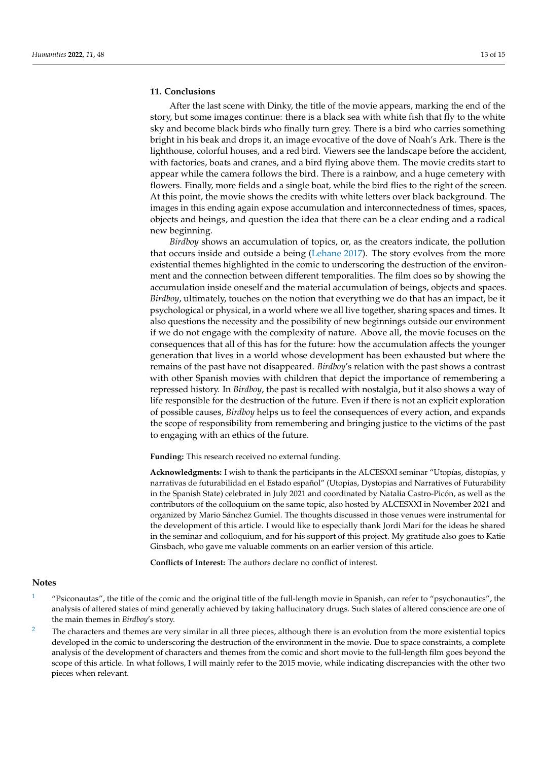## 11. Conclusions

After the last scene with Dinky, the title of the movie appears, marking the end of the story, but some images continue: there is a black sea with white fish that fly to the white sky and become black birds who finally turn grey. There is a bird who carries something bright in his beak and drops it, an image evocative of the dove of Noah's Ark. There is the lighthouse, colorful houses, and a red bird. Viewers see the landscape before the accident, with factories, boats and cranes, and a bird flying above them. The movie credits start to appear while the camera follows the bird. There is a rainbow, and a huge cemetery with flowers. Finally, more fields and a single boat, while the bird flies to the right of the screen. At this point, the movie shows the credits with white letters over black background. The images in this ending again expose accumulation and interconnectedness of times, spaces, objects and beings, and question the idea that there can be a clear ending and a radical new beginning.

*Birdboy* shows an accumulation of topics, or, as the creators indicate, the pollution that occurs inside and outside a being (Lehane 2017). The story evolves from the more existential themes highlighted in the comic to underscoring the destruction of the environment and the connection between different temporalities. The film does so by showing the accumulation inside oneself and the material accumulation of beings, objects and spaces. *Birdboy*, ultimately, touches on the notion that everything we do that has an impact, be it psychological or physical, in a world where we all live together, sharing spaces and times. It also questions the necessity and the possibility of new beginnings outside our environment if we do not engage with the complexity of nature. Above all, the movie focuses on the consequences that all of this has for the future: how the accumulation affects the younger generation that lives in a world whose development has been exhausted but where the remains of the past have not disappeared. *Birdboy*'s relation with the past shows a contrast with other Spanish movies with children that depict the importance of remembering a repressed history. In *Birdboy*, the past is recalled with nostalgia, but it also shows a way of life responsible for the destruction of the future. Even if there is not an explicit exploration of possible causes, *Birdboy* helps us to feel the consequences of every action, and expands the scope of responsibility from remembering and bringing justice to the victims of the past to engaging with an ethics of the future.

**Funding:** This research received no external funding.

**Acknowledgments:** I wish to thank the participants in the ALCESXXI seminar "Utopías, distopías, y narrativas de futurabilidad en el Estado español" (Utopias, Dystopias and Narratives of Futurability in the Spanish State) celebrated in July 2021 and coordinated by Natalia Castro-Picón, as well as the contributors of the colloquium on the same topic, also hosted by ALCESXXI in November 2021 and organized by Mario Sánchez Gumiel. The thoughts discussed in those venues were instrumental for the development of this article. I would like to especially thank Jordi Marí for the ideas he shared in the seminar and colloquium, and for his support of this project. My gratitude also goes to Katie Ginsbach, who gave me valuable comments on an earlier version of this article.

**Conflicts of Interest:** The authors declare no conflict of interest.

## Notes

1. "Psiconautas", the title of the comic and the original title of the full-length movie in Spanish, can refer to "psychonautics", the analysis of altered states of mind generally achieved by taking hallucinatory drugs. Such states of altered conscience are one of the main themes in *Birdboy*'s story.
2. The characters and themes are very similar in all three pieces, although there is an evolution from the more existential topics developed in the comic to underscoring the destruction of the environment in the movie. Due to space constraints, a complete analysis of the development of characters and themes from the comic and short movie to the full-length film goes beyond the scope of this article. In what follows, I will mainly refer to the 2015 movie, while indicating discrepancies with the other two pieces when relevant.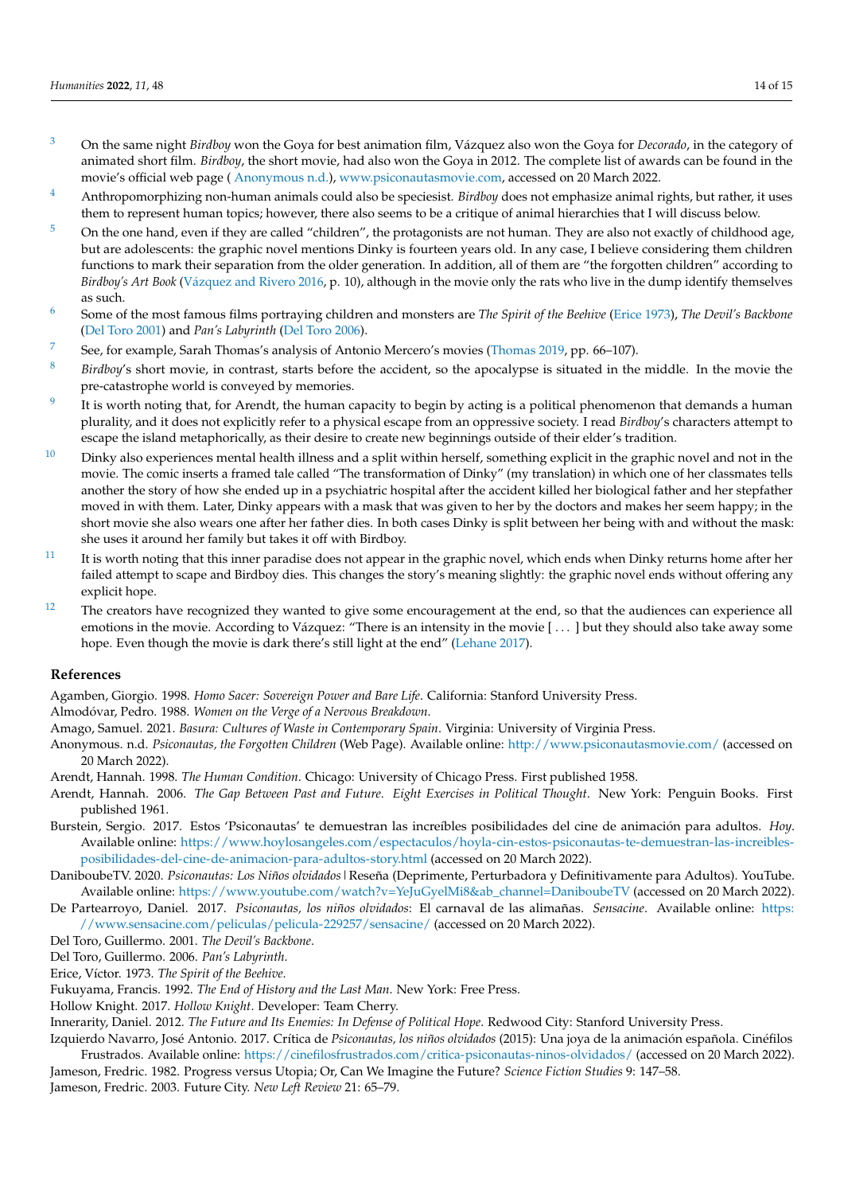[3] On the same night *Birdboy* won the Goya for best animation film, Vázquez also won the Goya for *Decorado*, in the category of animated short film. *Birdboy*, the short movie, had also won the Goya in 2012. The complete list of awards can be found in the movie's official web page ( Anonymous n.d.), www.psiconautasmovie.com, accessed on 20 March 2022.

[4] Anthropomorphizing non-human animals could also be speciesist. *Birdboy* does not emphasize animal rights, but rather, it uses them to represent human topics; however, there also seems to be a critique of animal hierarchies that I will discuss below.

[5] On the one hand, even if they are called "children", the protagonists are not human. They are also not exactly of childhood age, but are adolescents: the graphic novel mentions Dinky is fourteen years old. In any case, I believe considering them children functions to mark their separation from the older generation. In addition, all of them are "the forgotten children" according to *Birdboy's Art Book* (Vázquez and Rivero 2016, p. 10), although in the movie only the rats who live in the dump identify themselves as such.

[6] Some of the most famous films portraying children and monsters are *The Spirit of the Beehive* (Erice 1973), *The Devil's Backbone* (Del Toro 2001) and *Pan's Labyrinth* (Del Toro 2006).

[7] See, for example, Sarah Thomas's analysis of Antonio Mercero's movies (Thomas 2019, pp. 66–107).

[8] *Birdboy*'s short movie, in contrast, starts before the accident, so the apocalypse is situated in the middle. In the movie the pre-catastrophe world is conveyed by memories.

[9] It is worth noting that, for Arendt, the human capacity to begin by acting is a political phenomenon that demands a human plurality, and it does not explicitly refer to a physical escape from an oppressive society. I read *Birdboy*'s characters attempt to escape the island metaphorically, as their desire to create new beginnings outside of their elder's tradition.

[10] Dinky also experiences mental health illness and a split within herself, something explicit in the graphic novel and not in the movie. The comic inserts a framed tale called "The transformation of Dinky" (my translation) in which one of her classmates tells another the story of how she ended up in a psychiatric hospital after the accident killed her biological father and her stepfather moved in with them. Later, Dinky appears with a mask that was given to her by the doctors and makes her seem happy; in the short movie she also wears one after her father dies. In both cases Dinky is split between her being with and without the mask: she uses it around her family but takes it off with Birdboy.

[11] It is worth noting that this inner paradise does not appear in the graphic novel, which ends when Dinky returns home after her failed attempt to scape and Birdboy dies. This changes the story's meaning slightly: the graphic novel ends without offering any explicit hope.

[12] The creators have recognized they wanted to give some encouragement at the end, so that the audiences can experience all emotions in the movie. According to Vázquez: "There is an intensity in the movie [ . . . ] but they should also take away some hope. Even though the movie is dark there's still light at the end" (Lehane 2017).

## References

Agamben, Giorgio. 1998. *Homo Sacer: Sovereign Power and Bare Life*. California: Stanford University Press.

Almodóvar, Pedro. 1988. *Women on the Verge of a Nervous Breakdown*.

Amago, Samuel. 2021. *Basura: Cultures of Waste in Contemporary Spain*. Virginia: University of Virginia Press.

Anonymous. n.d. *Psiconautas, the Forgotten Children* (Web Page). Available online: http://www.psiconautasmovie.com/ (accessed on 20 March 2022).

Arendt, Hannah. 1998. *The Human Condition*. Chicago: University of Chicago Press. First published 1958.

Arendt, Hannah. 2006. *The Gap Between Past and Future. Eight Exercises in Political Thought*. New York: Penguin Books. First published 1961.

Burstein, Sergio. 2017. Estos 'Psiconautas' te demuestran las increíbles posibilidades del cine de animación para adultos. *Hoy*. Available online: https://www.hoylosangeles.com/espectaculos/hoyla-cin-estos-psiconautas-te-demuestran-las-increibles-posibilidades-del-cine-de-animacion-para-adultos-story.html (accessed on 20 March 2022).

DaniboubeTV. 2020. *Psiconautas: Los Niños olvidados* | Reseña (Deprimente, Perturbadora y Definitivamente para Adultos). YouTube. Available online: https://www.youtube.com/watch?v=YeJuGyelMi8&ab_channel=DaniboubeTV (accessed on 20 March 2022).

De Partearroyo, Daniel. 2017. *Psiconautas, los niños olvidados*: El carnaval de las alimañas. *Sensacine*. Available online: https://www.sensacine.com/peliculas/pelicula-229257/sensacine/ (accessed on 20 March 2022).

Del Toro, Guillermo. 2001. *The Devil's Backbone*.

Del Toro, Guillermo. 2006. *Pan's Labyrinth*.

Erice, Víctor. 1973. *The Spirit of the Beehive*.

Fukuyama, Francis. 1992. *The End of History and the Last Man*. New York: Free Press.

Hollow Knight. 2017. *Hollow Knight*. Developer: Team Cherry.

Innerarity, Daniel. 2012. *The Future and Its Enemies: In Defense of Political Hope*. Redwood City: Stanford University Press.

Izquierdo Navarro, José Antonio. 2017. Crítica de *Psiconautas, los niños olvidados* (2015): Una joya de la animación española. Cinéfilos Frustrados. Available online: https://cinefilosfrustrados.com/critica-psiconautas-ninos-olvidados/ (accessed on 20 March 2022).

Jameson, Fredric. 1982. Progress versus Utopia; Or, Can We Imagine the Future? *Science Fiction Studies* 9: 147–58.

Jameson, Fredric. 2003. Future City. *New Left Review* 21: 65–79.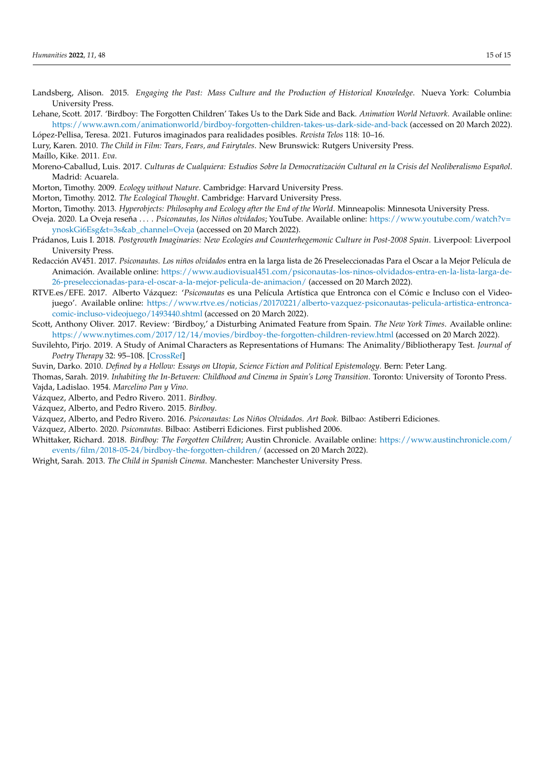Landsberg, Alison. 2015. *Engaging the Past: Mass Culture and the Production of Historical Knowledge*. Nueva York: Columbia University Press.

Lehane, Scott. 2017. 'Birdboy: The Forgotten Children' Takes Us to the Dark Side and Back. *Animation World Network*. Available online: https://www.awn.com/animationworld/birdboy-forgotten-children-takes-us-dark-side-and-back (accessed on 20 March 2022).

López-Pellisa, Teresa. 2021. Futuros imaginados para realidades posibles. *Revista Telos* 118: 10–16.

Lury, Karen. 2010. *The Child in Film: Tears, Fears, and Fairytales*. New Brunswick: Rutgers University Press.

Maíllo, Kike. 2011. *Eva*.

Moreno-Caballud, Luis. 2017. *Culturas de Cualquiera: Estudios Sobre la Democratización Cultural en la Crisis del Neoliberalismo Español*. Madrid: Acuarela.

Morton, Timothy. 2009. *Ecology without Nature*. Cambridge: Harvard University Press.

Morton, Timothy. 2012. *The Ecological Thought*. Cambridge: Harvard University Press.

Morton, Timothy. 2013. *Hyperobjects: Philosophy and Ecology after the End of the World*. Minneapolis: Minnesota University Press.

Oveja. 2020. La Oveja reseña . . . . *Psiconautas, los Niños olvidados*; YouTube. Available online: https://www.youtube.com/watch?v=ynoskGi6Esg&t=3s&ab_channel=Oveja (accessed on 20 March 2022).

Prádanos, Luis I. 2018. *Postgrowth Imaginaries: New Ecologies and Counterhegemonic Culture in Post-2008 Spain*. Liverpool: Liverpool University Press.

Redacción AV451. 2017. *Psiconautas. Los niños olvidados* entra en la larga lista de 26 Preseleccionadas Para el Oscar a la Mejor Película de Animación. Available online: https://www.audiovisual451.com/psiconautas-los-ninos-olvidados-entra-en-la-lista-larga-de-26-preseleccionadas-para-el-oscar-a-la-mejor-pelicula-de-animacion/ (accessed on 20 March 2022).

RTVE.es/EFE. 2017. Alberto Vázquez: '*Psiconautas* es una Película Artística que Entronca con el Cómic e Incluso con el Videojuego'. Available online: https://www.rtve.es/noticias/20170221/alberto-vazquez-psiconautas-pelicula-artistica-entronca-comic-incluso-videojuego/1493440.shtml (accessed on 20 March 2022).

Scott, Anthony Oliver. 2017. Review: 'Birdboy,' a Disturbing Animated Feature from Spain. *The New York Times*. Available online: https://www.nytimes.com/2017/12/14/movies/birdboy-the-forgotten-children-review.html (accessed on 20 March 2022).

Suvilehto, Pirjo. 2019. A Study of Animal Characters as Representations of Humans: The Animality/Bibliotherapy Test. *Journal of Poetry Therapy* 32: 95–108. [CrossRef]

Suvin, Darko. 2010. *Defined by a Hollow: Essays on Utopia, Science Fiction and Political Epistemology*. Bern: Peter Lang.

Thomas, Sarah. 2019. *Inhabiting the In-Between: Childhood and Cinema in Spain's Long Transition*. Toronto: University of Toronto Press.

Vajda, Ladislao. 1954. *Marcelino Pan y Vino*.

Vázquez, Alberto, and Pedro Rivero. 2011. *Birdboy*.

Vázquez, Alberto, and Pedro Rivero. 2015. *Birdboy*.

Vázquez, Alberto, and Pedro Rivero. 2016. *Psiconautas: Los Niños Olvidados. Art Book*. Bilbao: Astiberri Ediciones.

Vázquez, Alberto. 2020. *Psiconautas*. Bilbao: Astiberri Ediciones. First published 2006.

Whittaker, Richard. 2018. *Birdboy: The Forgotten Children*; Austin Chronicle. Available online: https://www.austinchronicle.com/events/film/2018-05-24/birdboy-the-forgotten-children/ (accessed on 20 March 2022).

Wright, Sarah. 2013. *The Child in Spanish Cinema*. Manchester: Manchester University Press.